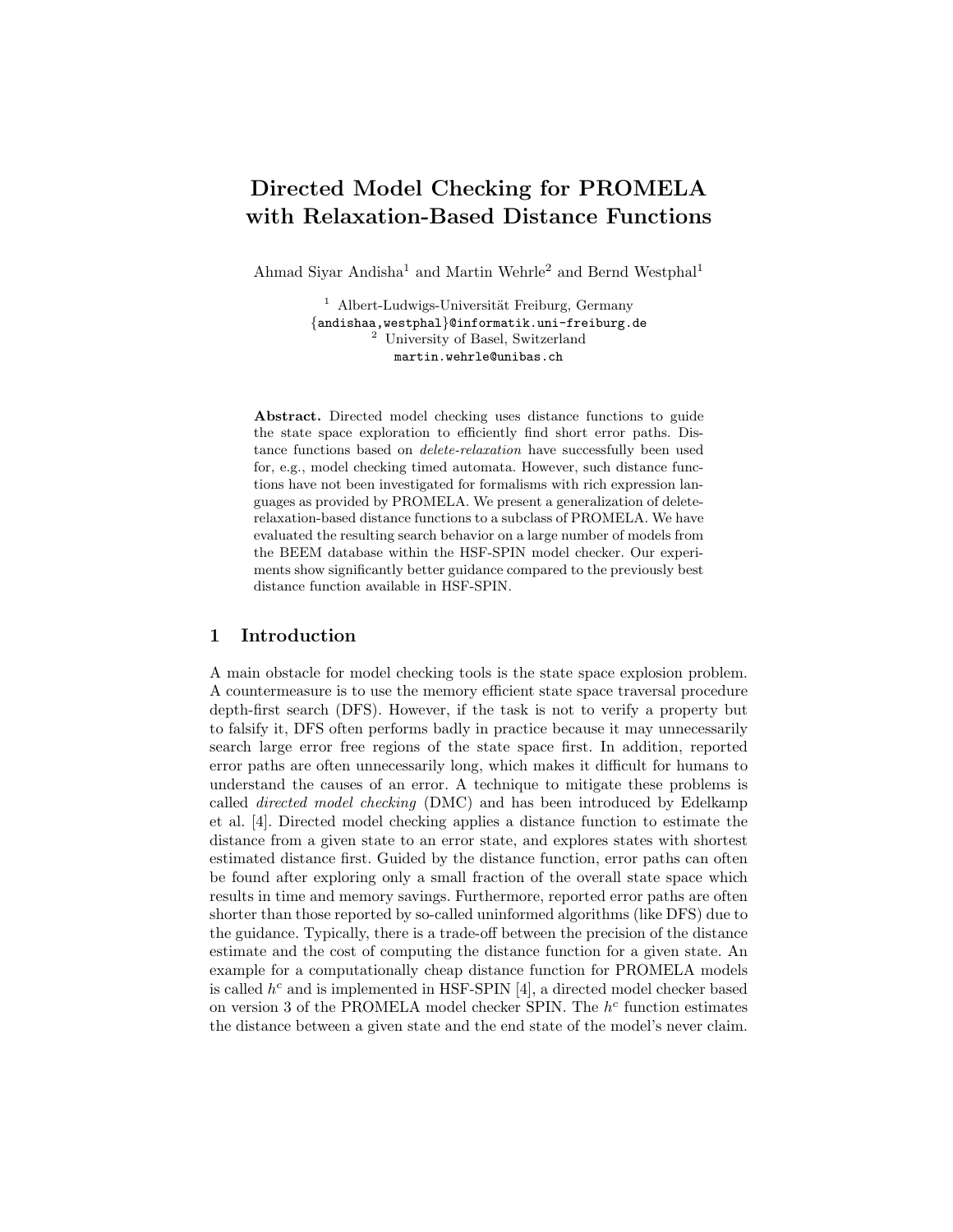# Directed Model Checking for PROMELA with Relaxation-Based Distance Functions

Ahmad Siyar Andisha[1] and Martin Wehrle[2] and Bernd Westphal[1]

[1] Albert-Ludwigs-Universität Freiburg, Germany
{andishaa,westphal}@informatik.uni-freiburg.de
[2] University of Basel, Switzerland
martin.wehrle@unibas.ch

**Abstract.** Directed model checking uses distance functions to guide the state space exploration to efficiently find short error paths. Distance functions based on *delete-relaxation* have successfully been used for, e.g., model checking timed automata. However, such distance functions have not been investigated for formalisms with rich expression languages as provided by PROMELA. We present a generalization of delete-relaxation-based distance functions to a subclass of PROMELA. We have evaluated the resulting search behavior on a large number of models from the BEEM database within the HSF-SPIN model checker. Our experiments show significantly better guidance compared to the previously best distance function available in HSF-SPIN.

## 1 Introduction

A main obstacle for model checking tools is the state space explosion problem. A countermeasure is to use the memory efficient state space traversal procedure depth-first search (DFS). However, if the task is not to verify a property but to falsify it, DFS often performs badly in practice because it may unnecessarily search large error free regions of the state space first. In addition, reported error paths are often unnecessarily long, which makes it difficult for humans to understand the causes of an error. A technique to mitigate these problems is called *directed model checking* (DMC) and has been introduced by Edelkamp et al. [4]. Directed model checking applies a distance function to estimate the distance from a given state to an error state, and explores states with shortest estimated distance first. Guided by the distance function, error paths can often be found after exploring only a small fraction of the overall state space which results in time and memory savings. Furthermore, reported error paths are often shorter than those reported by so-called uninformed algorithms (like DFS) due to the guidance. Typically, there is a trade-off between the precision of the distance estimate and the cost of computing the distance function for a given state. An example for a computationally cheap distance function for PROMELA models is called $h^c$ and is implemented in HSF-SPIN [4], a directed model checker based on version 3 of the PROMELA model checker SPIN. The $h^c$ function estimates the distance between a given state and the end state of the model's never claim.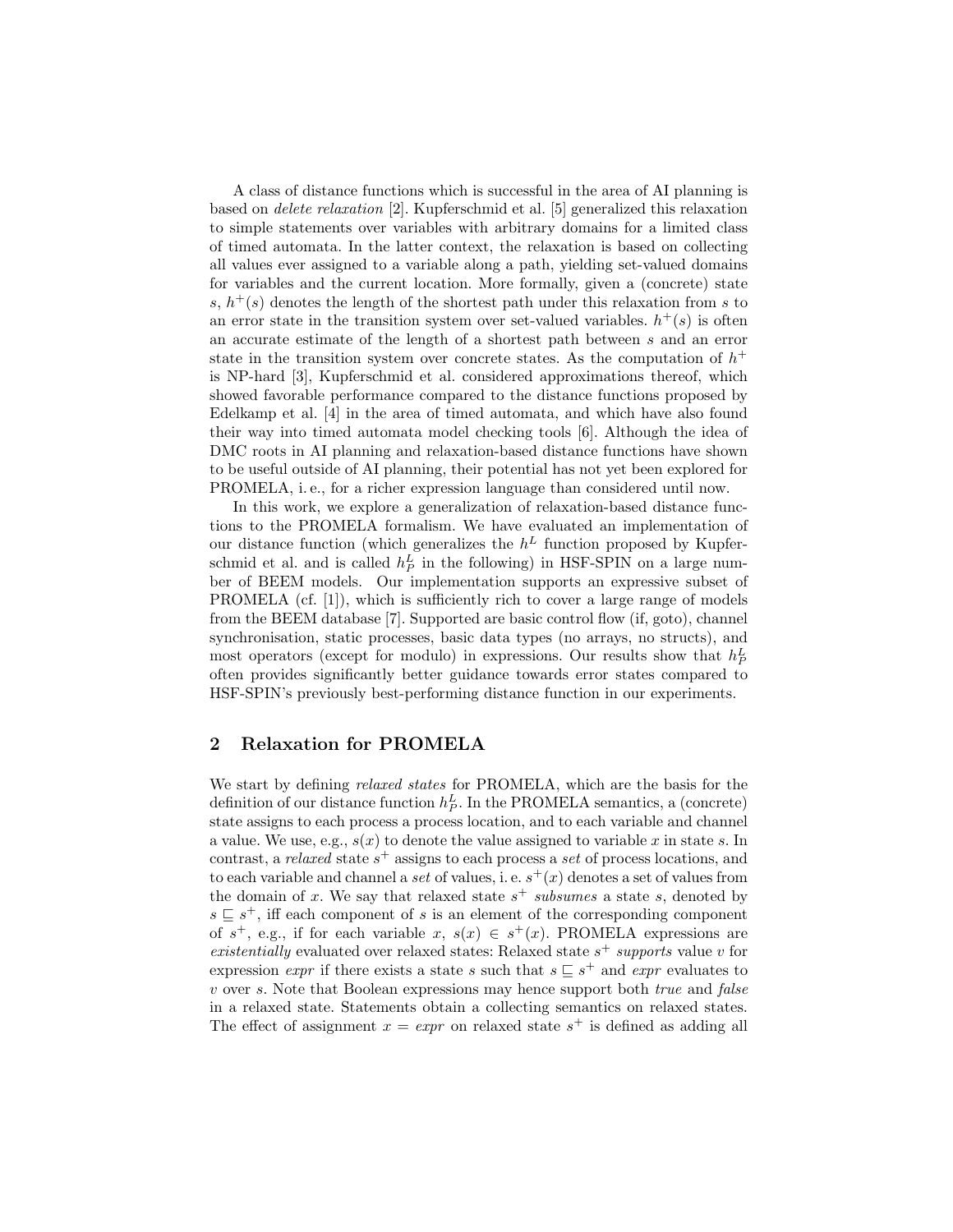A class of distance functions which is successful in the area of AI planning is based on *delete relaxation* [2]. Kupferschmid et al. [5] generalized this relaxation to simple statements over variables with arbitrary domains for a limited class of timed automata. In the latter context, the relaxation is based on collecting all values ever assigned to a variable along a path, yielding set-valued domains for variables and the current location. More formally, given a (concrete) state $s$, $h^+(s)$ denotes the length of the shortest path under this relaxation from $s$ to an error state in the transition system over set-valued variables. $h^+(s)$ is often an accurate estimate of the length of a shortest path between $s$ and an error state in the transition system over concrete states. As the computation of $h^+$ is NP-hard [3], Kupferschmid et al. considered approximations thereof, which showed favorable performance compared to the distance functions proposed by Edelkamp et al. [4] in the area of timed automata, and which have also found their way into timed automata model checking tools [6]. Although the idea of DMC roots in AI planning and relaxation-based distance functions have shown to be useful outside of AI planning, their potential has not yet been explored for PROMELA, i. e., for a richer expression language than considered until now.

In this work, we explore a generalization of relaxation-based distance functions to the PROMELA formalism. We have evaluated an implementation of our distance function (which generalizes the $h^L$ function proposed by Kupferschmid et al. and is called $h^L_P$ in the following) in HSF-SPIN on a large number of BEEM models. Our implementation supports an expressive subset of PROMELA (cf. [1]), which is sufficiently rich to cover a large range of models from the BEEM database [7]. Supported are basic control flow (if, goto), channel synchronisation, static processes, basic data types (no arrays, no structs), and most operators (except for modulo) in expressions. Our results show that $h^L_P$ often provides significantly better guidance towards error states compared to HSF-SPIN's previously best-performing distance function in our experiments.

## 2 Relaxation for PROMELA

We start by defining *relaxed states* for PROMELA, which are the basis for the definition of our distance function $h^L_P$. In the PROMELA semantics, a (concrete) state assigns to each process a process location, and to each variable and channel a value. We use, e.g., $s(x)$ to denote the value assigned to variable $x$ in state $s$. In contrast, a *relaxed* state $s^+$ assigns to each process a *set* of process locations, and to each variable and channel a *set* of values, i. e. $s^+(x)$ denotes a set of values from the domain of $x$. We say that relaxed state $s^+$ *subsumes* a state $s$, denoted by $s \sqsubseteq s^+$, iff each component of $s$ is an element of the corresponding component of $s^+$, e.g., if for each variable $x$, $s(x) \in s^+(x)$. PROMELA expressions are *existentially* evaluated over relaxed states: Relaxed state $s^+$ *supports* value $v$ for expression *expr* if there exists a state $s$ such that $s \sqsubseteq s^+$ and *expr* evaluates to $v$ over $s$. Note that Boolean expressions may hence support both *true* and *false* in a relaxed state. Statements obtain a collecting semantics on relaxed states. The effect of assignment $x = expr$ on relaxed state $s^+$ is defined as adding all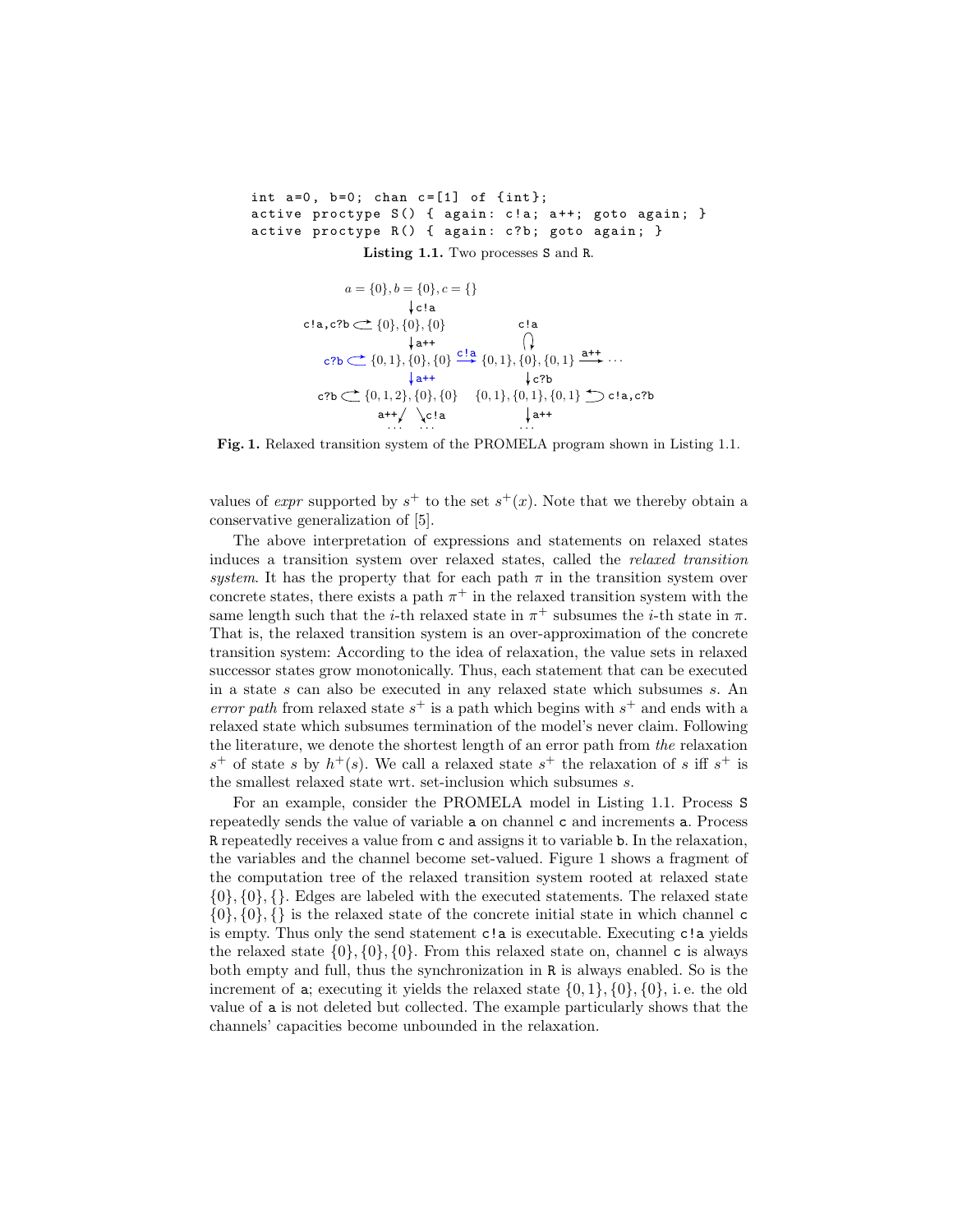```
int a=0, b=0; chan c=[1] of {int};
active proctype S() { again: c!a; a++; goto again; }
active proctype R() { again: c?b; goto again; }
```

**Listing 1.1.** Two processes S and R.

**Fig. 1.** Relaxed transition system of the PROMELA program shown in Listing 1.1.

values of *expr* supported by $s^+$ to the set $s^+(x)$. Note that we thereby obtain a conservative generalization of [5].

The above interpretation of expressions and statements on relaxed states induces a transition system over relaxed states, called the *relaxed transition system*. It has the property that for each path $\pi$ in the transition system over concrete states, there exists a path $\pi^+$ in the relaxed transition system with the same length such that the $i$-th relaxed state in $\pi^+$ subsumes the $i$-th state in $\pi$. That is, the relaxed transition system is an over-approximation of the concrete transition system: According to the idea of relaxation, the value sets in relaxed successor states grow monotonically. Thus, each statement that can be executed in a state $s$ can also be executed in any relaxed state which subsumes $s$. An *error path* from relaxed state $s^+$ is a path which begins with $s^+$ and ends with a relaxed state which subsumes termination of the model's never claim. Following the literature, we denote the shortest length of an error path from *the* relaxation $s^+$ of state $s$ by $h^+(s)$. We call a relaxed state $s^+$ the relaxation of $s$ iff $s^+$ is the smallest relaxed state wrt. set-inclusion which subsumes $s$.

For an example, consider the PROMELA model in Listing 1.1. Process S repeatedly sends the value of variable a on channel c and increments a. Process R repeatedly receives a value from c and assigns it to variable b. In the relaxation, the variables and the channel become set-valued. Figure 1 shows a fragment of the computation tree of the relaxed transition system rooted at relaxed state $\{0\}, \{0\}, \{\}$. Edges are labeled with the executed statements. The relaxed state $\{0\}, \{0\}, \{\}$ is the relaxed state of the concrete initial state in which channel c is empty. Thus only the send statement c!a is executable. Executing c!a yields the relaxed state $\{0\}, \{0\}, \{0\}$. From this relaxed state on, channel c is always both empty and full, thus the synchronization in R is always enabled. So is the increment of a; executing it yields the relaxed state $\{0, 1\}, \{0\}, \{0\}$, i. e. the old value of a is not deleted but collected. The example particularly shows that the channels' capacities become unbounded in the relaxation.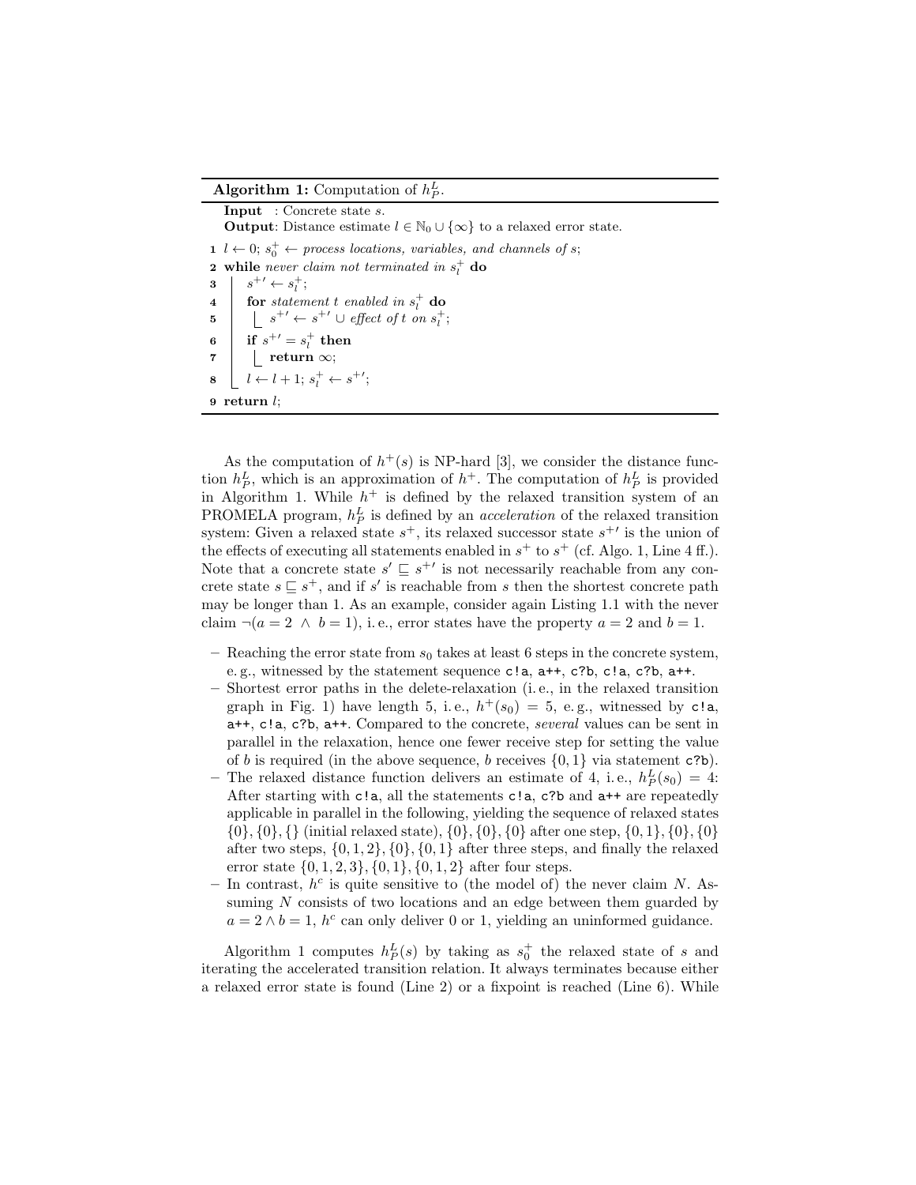**Algorithm 1:** Computation of $h^L_P$.

**Input** : Concrete state $s$.
**Output**: Distance estimate $l \in \mathbb{N}_0 \cup \{\infty\}$ to a relaxed error state.

```
1  l ← 0; s_0^+ ← process locations, variables, and channels of s;
2  while never claim not terminated in s_l^+ do
3      s^+' ← s_l^+;
4      for statement t enabled in s_l^+ do
5          s^+' ← s^+' ∪ effect of t on s_l^+;
6      if s^+' = s_l^+ then
7          return ∞;
8      l ← l + 1; s_l^+ ← s^+';
9  return l;
```

As the computation of $h^+(s)$ is NP-hard [3], we consider the distance function $h^L_P$, which is an approximation of $h^+$. The computation of $h^L_P$ is provided in Algorithm 1. While $h^+$ is defined by the relaxed transition system of an PROMELA program, $h^L_P$ is defined by an *acceleration* of the relaxed transition system: Given a relaxed state $s^+$, its relaxed successor state $s^{+\prime}$ is the union of the effects of executing all statements enabled in $s^+$ to $s^+$ (cf. Algo. 1, Line 4 ff.). Note that a concrete state $s' \sqsubseteq s^{+\prime}$ is not necessarily reachable from any concrete state $s \sqsubseteq s^+$, and if $s'$ is reachable from $s$ then the shortest concrete path may be longer than 1. As an example, consider again Listing 1.1 with the never claim $\neg(a = 2 \ \wedge \ b = 1)$, i. e., error states have the property $a = 2$ and $b = 1$.

- Reaching the error state from $s_0$ takes at least 6 steps in the concrete system, e. g., witnessed by the statement sequence `c!a`, `a++`, `c?b`, `c!a`, `c?b`, `a++`.
- Shortest error paths in the delete-relaxation (i. e., in the relaxed transition graph in Fig. 1) have length 5, i. e., $h^+(s_0) = 5$, e. g., witnessed by `c!a`, `a++`, `c!a`, `c?b`, `a++`. Compared to the concrete, *several* values can be sent in parallel in the relaxation, hence one fewer receive step for setting the value of $b$ is required (in the above sequence, $b$ receives $\{0, 1\}$ via statement `c?b`).
- The relaxed distance function delivers an estimate of 4, i. e., $h^L_P(s_0) = 4$: After starting with `c!a`, all the statements `c!a`, `c?b` and `a++` are repeatedly applicable in parallel in the following, yielding the sequence of relaxed states $\{0\}, \{0\}, \{\}$ (initial relaxed state), $\{0\}, \{0\}, \{0\}$ after one step, $\{0, 1\}, \{0\}, \{0\}$ after two steps, $\{0, 1, 2\}, \{0\}, \{0, 1\}$ after three steps, and finally the relaxed error state $\{0, 1, 2, 3\}, \{0, 1\}, \{0, 1, 2\}$ after four steps.
- In contrast, $h^c$ is quite sensitive to (the model of) the never claim $N$. Assuming $N$ consists of two locations and an edge between them guarded by $a = 2 \wedge b = 1$, $h^c$ can only deliver 0 or 1, yielding an uninformed guidance.

Algorithm 1 computes $h^L_P(s)$ by taking as $s^+_0$ the relaxed state of $s$ and iterating the accelerated transition relation. It always terminates because either a relaxed error state is found (Line 2) or a fixpoint is reached (Line 6). While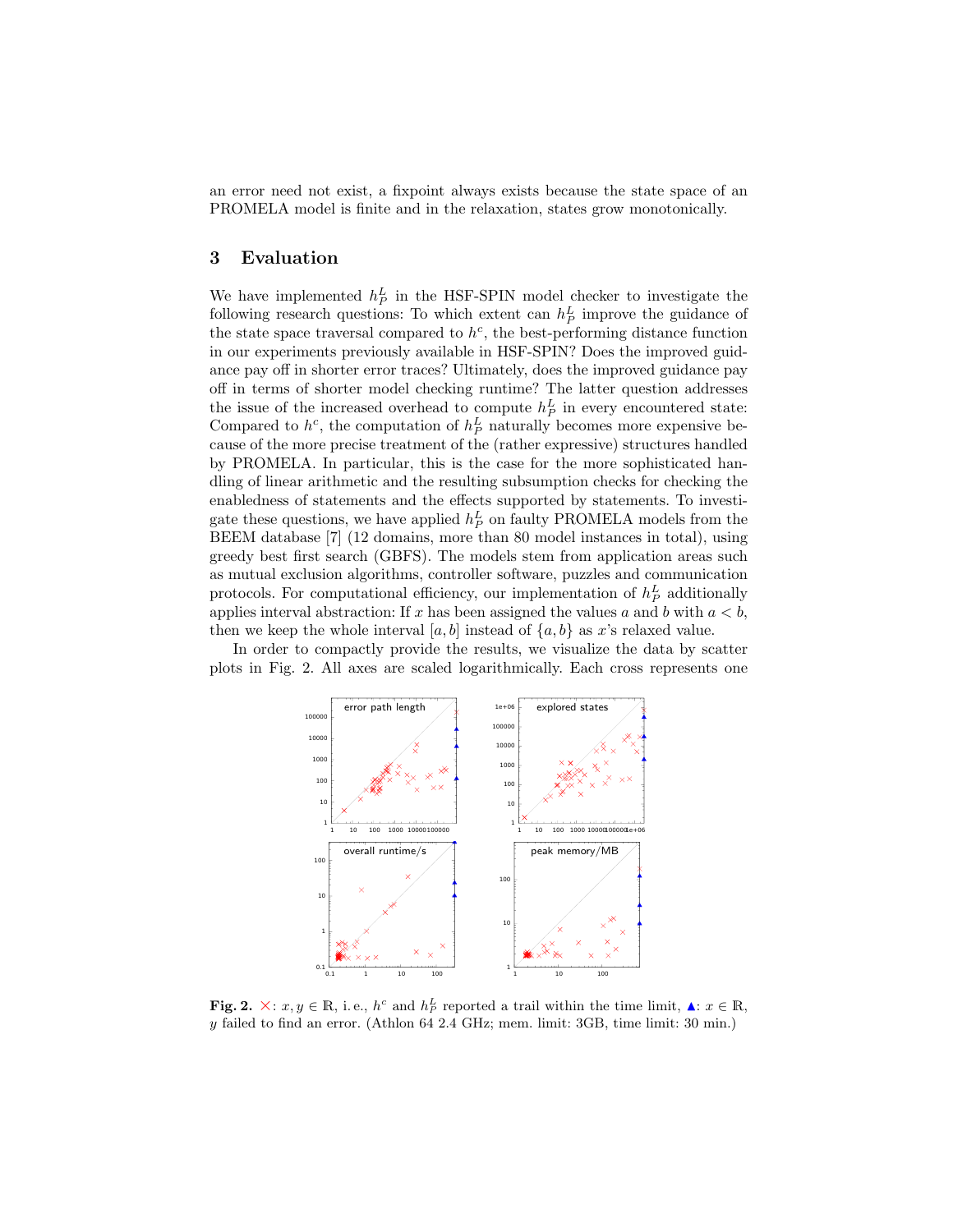an error need not exist, a fixpoint always exists because the state space of an PROMELA model is finite and in the relaxation, states grow monotonically.

## 3 Evaluation

We have implemented $h^L_P$ in the HSF-SPIN model checker to investigate the following research questions: To which extent can $h^L_P$ improve the guidance of the state space traversal compared to $h^c$, the best-performing distance function in our experiments previously available in HSF-SPIN? Does the improved guidance pay off in shorter error traces? Ultimately, does the improved guidance pay off in terms of shorter model checking runtime? The latter question addresses the issue of the increased overhead to compute $h^L_P$ in every encountered state: Compared to $h^c$, the computation of $h^L_P$ naturally becomes more expensive because of the more precise treatment of the (rather expressive) structures handled by PROMELA. In particular, this is the case for the more sophisticated handling of linear arithmetic and the resulting subsumption checks for checking the enabledness of statements and the effects supported by statements. To investigate these questions, we have applied $h^L_P$ on faulty PROMELA models from the BEEM database [7] (12 domains, more than 80 model instances in total), using greedy best first search (GBFS). The models stem from application areas such as mutual exclusion algorithms, controller software, puzzles and communication protocols. For computational efficiency, our implementation of $h^L_P$ additionally applies interval abstraction: If $x$ has been assigned the values $a$ and $b$ with $a < b$, then we keep the whole interval $[a, b]$ instead of $\{a, b\}$ as $x$'s relaxed value.

In order to compactly provide the results, we visualize the data by scatter plots in Fig. 2. All axes are scaled logarithmically. Each cross represents one

**Fig. 2.** ×: $x, y \in \mathbb{R}$, i. e., $h^c$ and $h^L_P$ reported a trail within the time limit, ▲: $x \in \mathbb{R}$, $y$ failed to find an error. (Athlon 64 2.4 GHz; mem. limit: 3GB, time limit: 30 min.)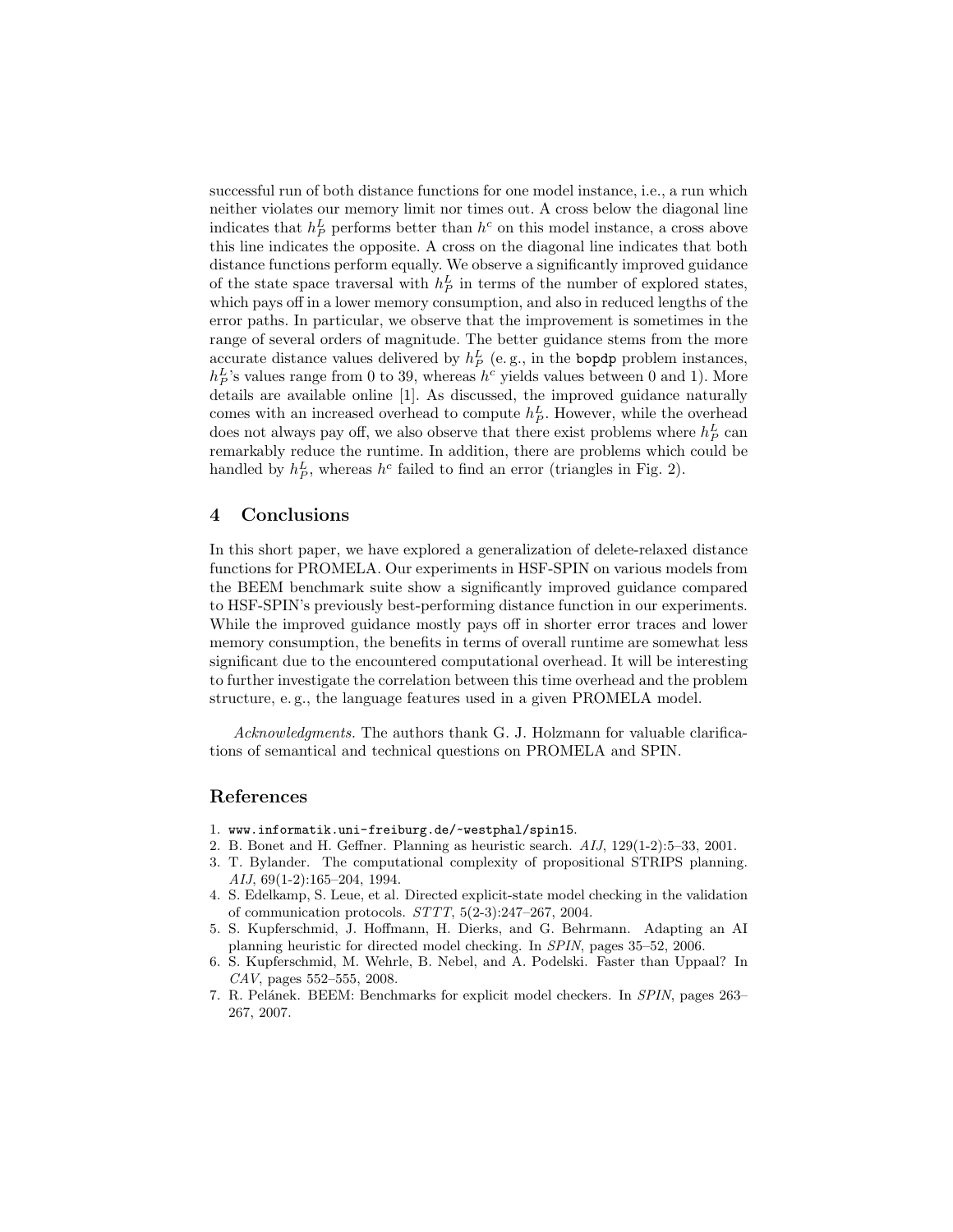successful run of both distance functions for one model instance, i.e., a run which neither violates our memory limit nor times out. A cross below the diagonal line indicates that $h_P^L$ performs better than $h^c$ on this model instance, a cross above this line indicates the opposite. A cross on the diagonal line indicates that both distance functions perform equally. We observe a significantly improved guidance of the state space traversal with $h_P^L$ in terms of the number of explored states, which pays off in a lower memory consumption, and also in reduced lengths of the error paths. In particular, we observe that the improvement is sometimes in the range of several orders of magnitude. The better guidance stems from the more accurate distance values delivered by $h_P^L$ (e. g., in the `bopdp` problem instances, $h_P^L$'s values range from 0 to 39, whereas $h^c$ yields values between 0 and 1). More details are available online [1]. As discussed, the improved guidance naturally comes with an increased overhead to compute $h_P^L$. However, while the overhead does not always pay off, we also observe that there exist problems where $h_P^L$ can remarkably reduce the runtime. In addition, there are problems which could be handled by $h_P^L$, whereas $h^c$ failed to find an error (triangles in Fig. 2).

## 4 Conclusions

In this short paper, we have explored a generalization of delete-relaxed distance functions for PROMELA. Our experiments in HSF-SPIN on various models from the BEEM benchmark suite show a significantly improved guidance compared to HSF-SPIN's previously best-performing distance function in our experiments. While the improved guidance mostly pays off in shorter error traces and lower memory consumption, the benefits in terms of overall runtime are somewhat less significant due to the encountered computational overhead. It will be interesting to further investigate the correlation between this time overhead and the problem structure, e. g., the language features used in a given PROMELA model.

*Acknowledgments.* The authors thank G. J. Holzmann for valuable clarifications of semantical and technical questions on PROMELA and SPIN.

## References

1. `www.informatik.uni-freiburg.de/~westphal/spin15`.
2. B. Bonet and H. Geffner. Planning as heuristic search. *AIJ*, 129(1-2):5–33, 2001.
3. T. Bylander. The computational complexity of propositional STRIPS planning. *AIJ*, 69(1-2):165–204, 1994.
4. S. Edelkamp, S. Leue, et al. Directed explicit-state model checking in the validation of communication protocols. *STTT*, 5(2-3):247–267, 2004.
5. S. Kupferschmid, J. Hoffmann, H. Dierks, and G. Behrmann. Adapting an AI planning heuristic for directed model checking. In *SPIN*, pages 35–52, 2006.
6. S. Kupferschmid, M. Wehrle, B. Nebel, and A. Podelski. Faster than Uppaal? In *CAV*, pages 552–555, 2008.
7. R. Pelánek. BEEM: Benchmarks for explicit model checkers. In *SPIN*, pages 263–267, 2007.